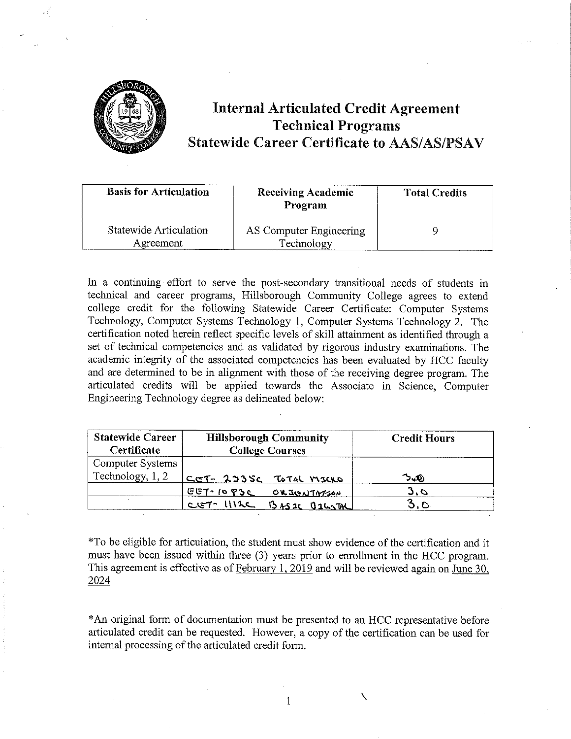# Internal Articulated Credit Agreement
## Technical Programs
## Statewide Career Certificate to AAS/AS/PSAV

| Basis for Articulation | Receiving Academic Program | Total Credits |
|---|---|---|
| Statewide Articulation Agreement | AS Computer Engineering Technology | 9 |

In a continuing effort to serve the post-secondary transitional needs of students in technical and career programs, Hillsborough Community College agrees to extend college credit for the following Statewide Career Certificate: Computer Systems Technology, Computer Systems Technology 1, Computer Systems Technology 2. The certification noted herein reflect specific levels of skill attainment as identified through a set of technical competencies and as validated by rigorous industry examinations. The academic integrity of the associated competencies has been evaluated by HCC faculty and are determined to be in alignment with those of the receiving degree program. The articulated credits will be applied towards the Associate in Science, Computer Engineering Technology degree as delineated below:

| Statewide Career Certificate | Hillsborough Community College Courses | Credit Hours |
|---|---|---|
| Computer Systems Technology, 1, 2 | CET- 2335C TOTAL MICRO | 3.0 |
| | EET- 1083C ORIENTATION | 3.0 |
| | CET- 1112C BASIC DIGITAL | 3.0 |

*To be eligible for articulation, the student must show evidence of the certification and it must have been issued within three (3) years prior to enrollment in the HCC program. This agreement is effective as of February 1, 2019 and will be reviewed again on June 30, 2024

*An original form of documentation must be presented to an HCC representative before articulated credit can be requested. However, a copy of the certification can be used for internal processing of the articulated credit form.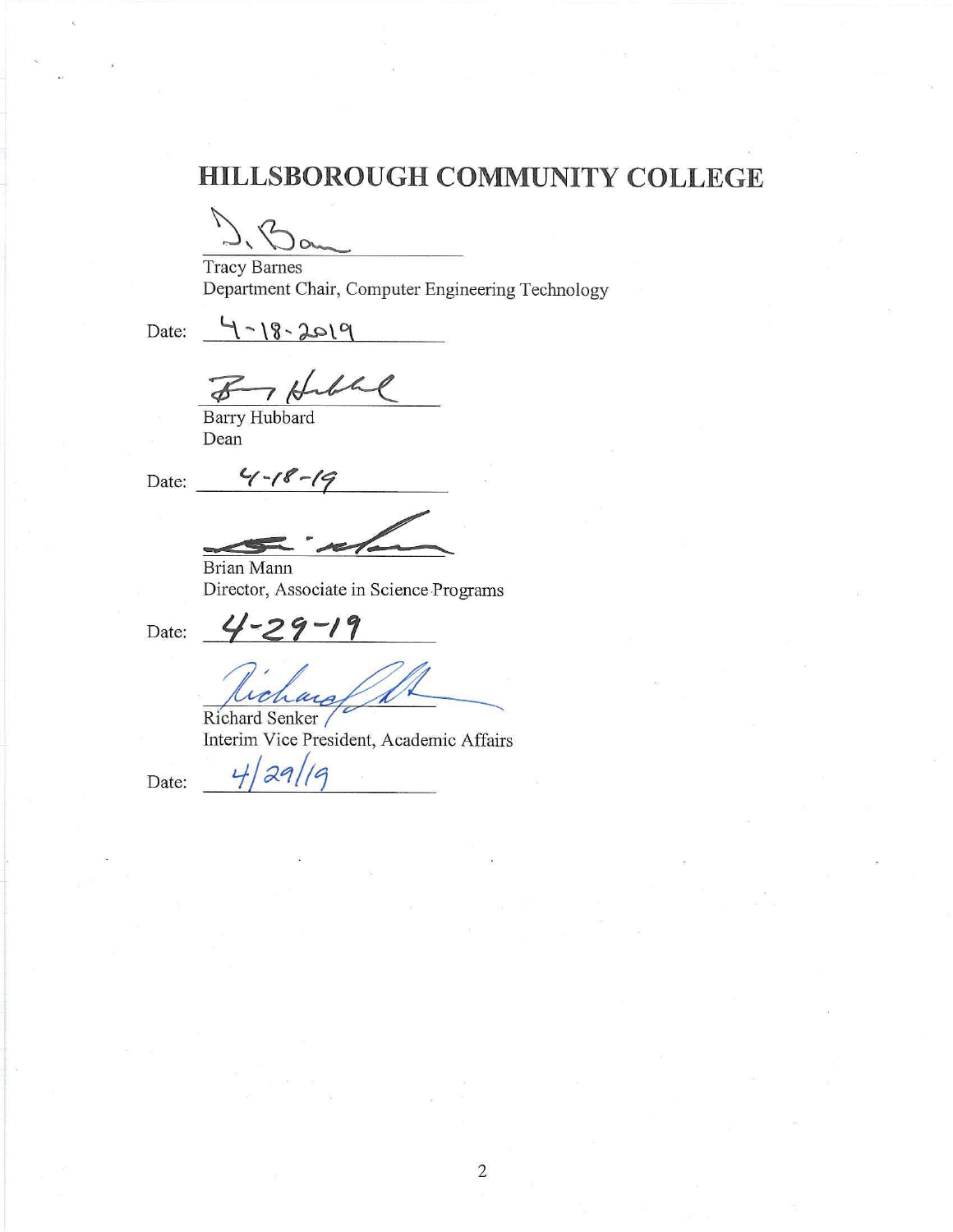# HILLSBOROUGH COMMUNITY COLLEGE

Tracy Barnes
Department Chair, Computer Engineering Technology

Date: 4-18-2019

Barry Hubbard
Dean

Date: 4-18-19

Brian Mann
Director, Associate in Science Programs

Date: 4-29-19

Richard Senker
Interim Vice President, Academic Affairs

Date: 4/29/19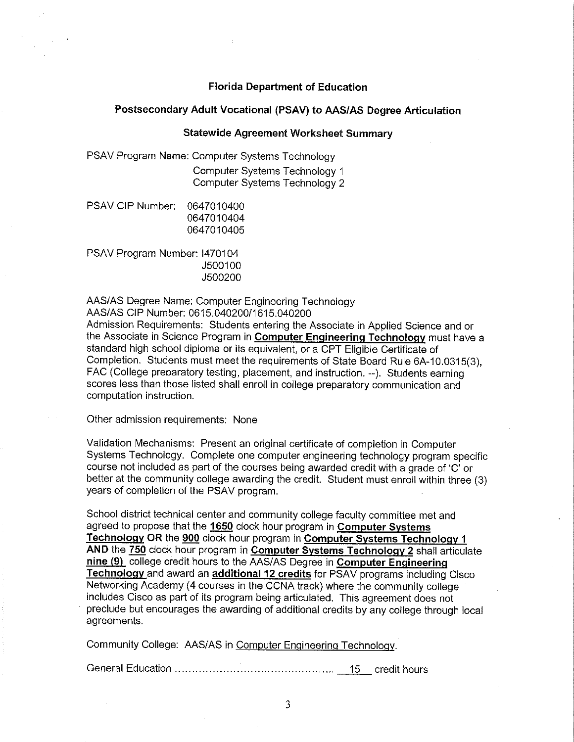# Florida Department of Education

## Postsecondary Adult Vocational (PSAV) to AAS/AS Degree Articulation

### Statewide Agreement Worksheet Summary

PSAV Program Name: Computer Systems Technology
Computer Systems Technology 1
Computer Systems Technology 2

PSAV CIP Number: 0647010400
0647010404
0647010405

PSAV Program Number: I470104
J500100
J500200

AAS/AS Degree Name: Computer Engineering Technology
AAS/AS CIP Number: 0615.040200/1615.040200
Admission Requirements: Students entering the Associate in Applied Science and or the Associate in Science Program in **Computer Engineering Technology** must have a standard high school diploma or its equivalent, or a CPT Eligible Certificate of Completion. Students must meet the requirements of State Board Rule 6A-10.0315(3), FAC (College preparatory testing, placement, and instruction. --). Students earning scores less than those listed shall enroll in college preparatory communication and computation instruction.

Other admission requirements: None

Validation Mechanisms: Present an original certificate of completion in Computer Systems Technology. Complete one computer engineering technology program specific course not included as part of the courses being awarded credit with a grade of 'C' or better at the community college awarding the credit. Student must enroll within three (3) years of completion of the PSAV program.

School district technical center and community college faculty committee met and agreed to propose that the **1650** clock hour program in **Computer Systems Technology** **OR** the **900** clock hour program in **Computer Systems Technology 1** **AND** the **750** clock hour program in **Computer Systems Technology 2** shall articulate **nine (9)** college credit hours to the AAS/AS Degree in **Computer Engineering Technology** and award an **additional 12 credits** for PSAV programs including Cisco Networking Academy (4 courses in the CCNA track) where the community college includes Cisco as part of its program being articulated. This agreement does not preclude but encourages the awarding of additional credits by any college through local agreements.

Community College: AAS/AS in Computer Engineering Technology.

General Education .............................................. 15 credit hours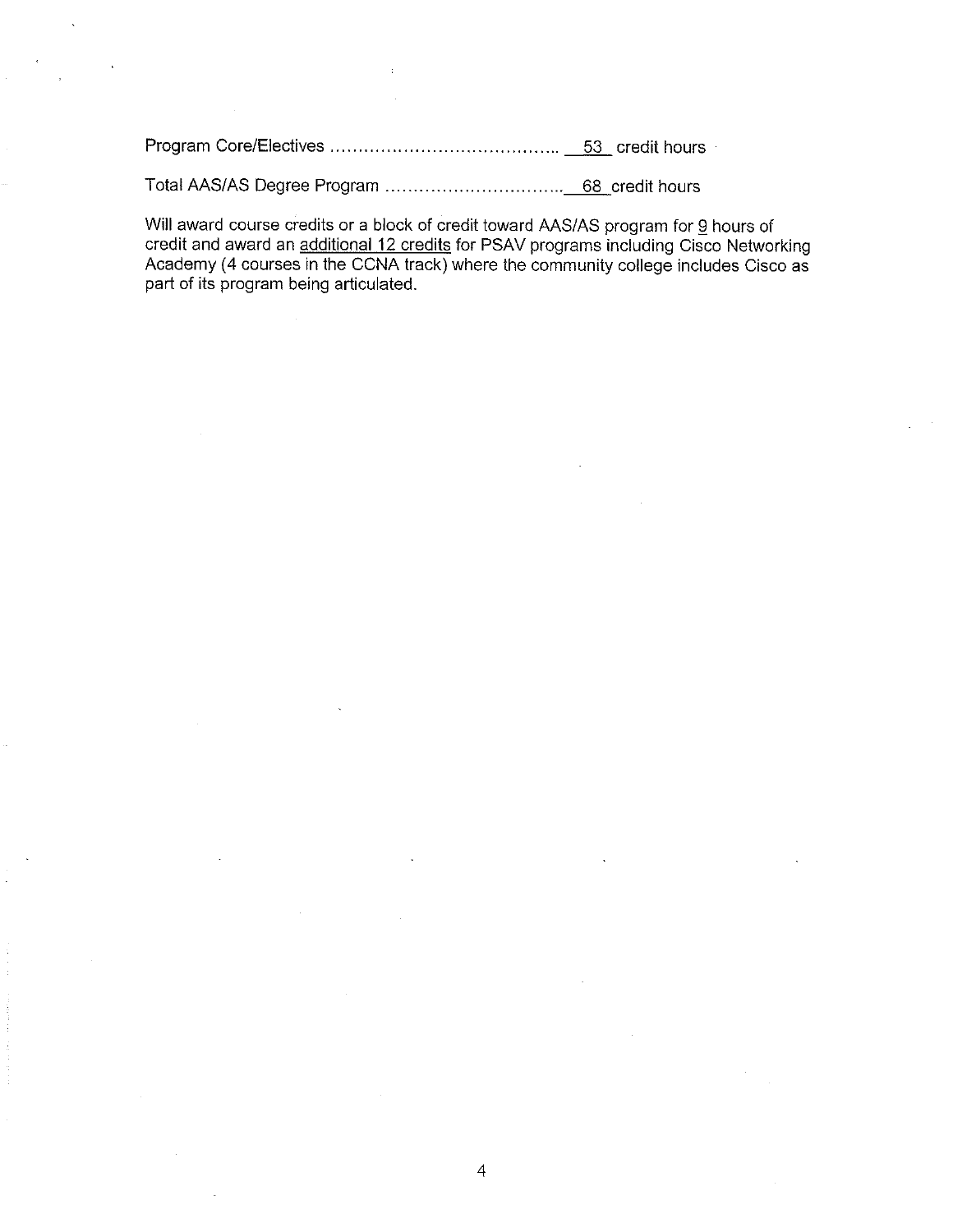Program Core/Electives ........................................ 53 credit hours

Total AAS/AS Degree Program ............................... 68 credit hours

Will award course credits or a block of credit toward AAS/AS program for 9 hours of credit and award an additional 12 credits for PSAV programs including Cisco Networking Academy (4 courses in the CCNA track) where the community college includes Cisco as part of its program being articulated.